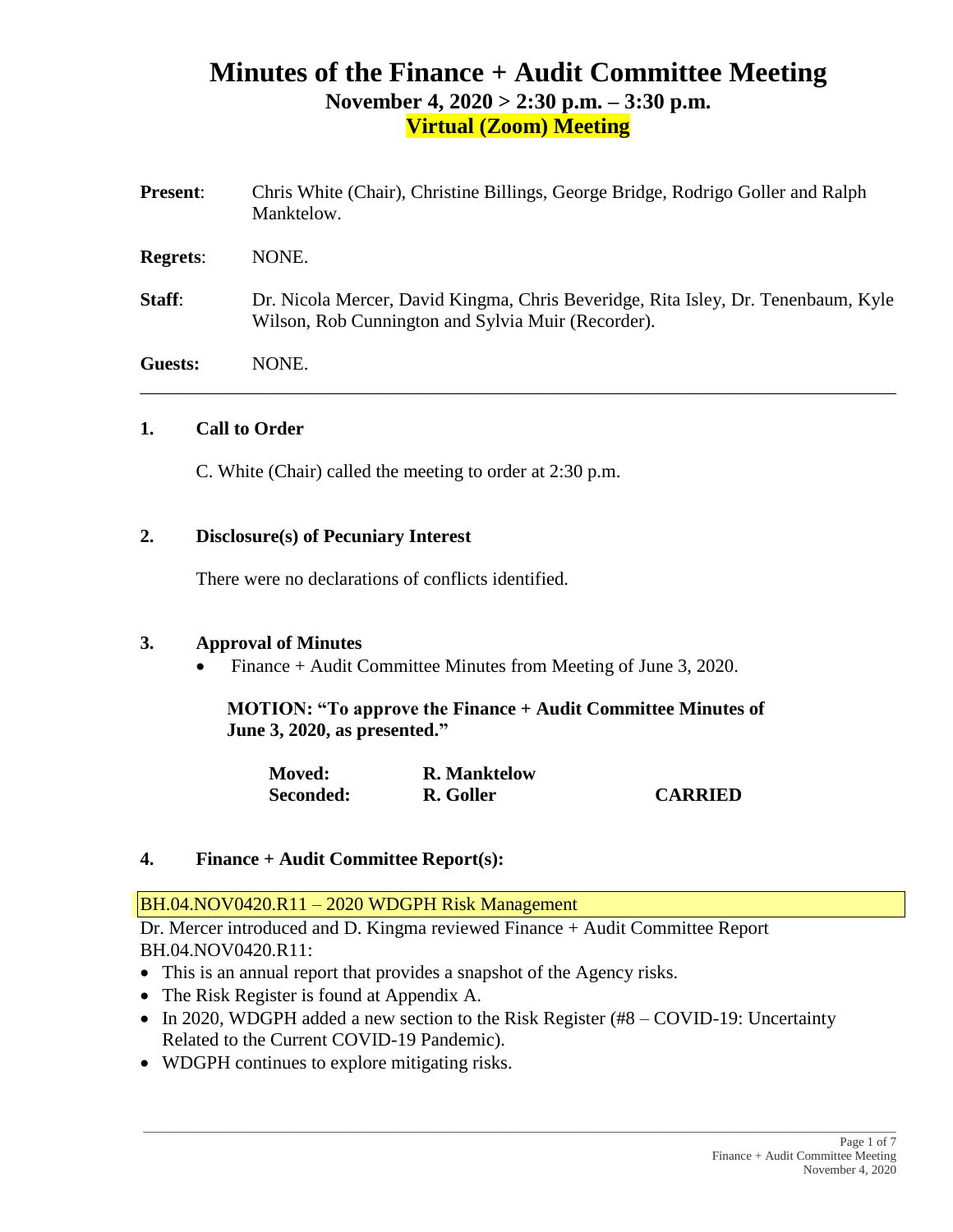# Minutes of the Finance + Audit Committee Meeting

## November 4, 2020 > 2:30 p.m. – 3:30 p.m.

## Virtual (Zoom) Meeting

**Present**: Chris White (Chair), Christine Billings, George Bridge, Rodrigo Goller and Ralph Manktelow.

**Regrets**: NONE.

**Staff**: Dr. Nicola Mercer, David Kingma, Chris Beveridge, Rita Isley, Dr. Tenenbaum, Kyle Wilson, Rob Cunnington and Sylvia Muir (Recorder).

**Guests:** NONE.

---

### 1. Call to Order

C. White (Chair) called the meeting to order at 2:30 p.m.

### 2. Disclosure(s) of Pecuniary Interest

There were no declarations of conflicts identified.

### 3. Approval of Minutes

- Finance + Audit Committee Minutes from Meeting of June 3, 2020.

**MOTION: "To approve the Finance + Audit Committee Minutes of June 3, 2020, as presented."**

| | | |
|---|---|---|
| **Moved:** | **R. Manktelow** | |
| **Seconded:** | **R. Goller** | **CARRIED** |

### 4. Finance + Audit Committee Report(s):

BH.04.NOV0420.R11 – 2020 WDGPH Risk Management

Dr. Mercer introduced and D. Kingma reviewed Finance + Audit Committee Report BH.04.NOV0420.R11:

- This is an annual report that provides a snapshot of the Agency risks.
- The Risk Register is found at Appendix A.
- In 2020, WDGPH added a new section to the Risk Register (#8 – COVID-19: Uncertainty Related to the Current COVID-19 Pandemic).
- WDGPH continues to explore mitigating risks.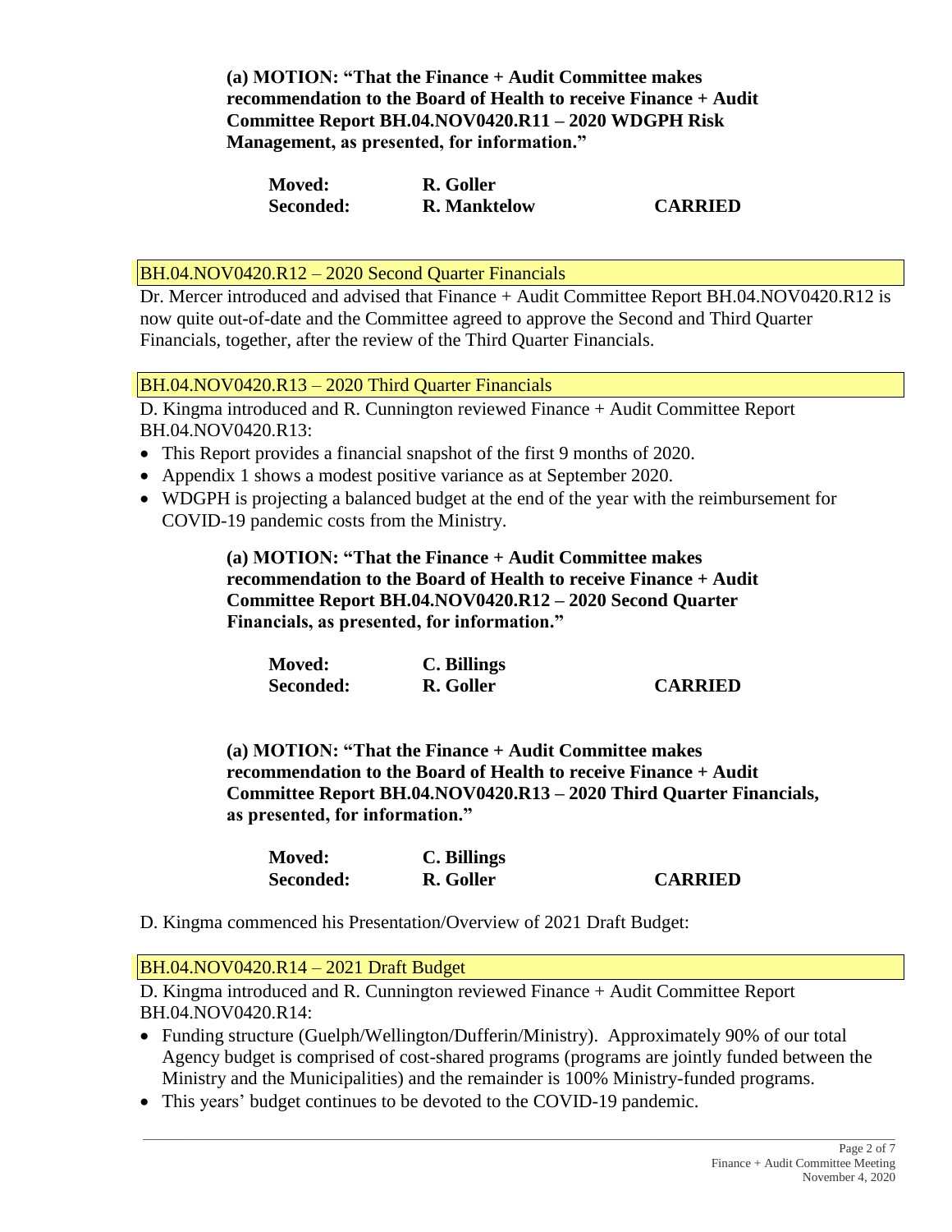**(a) MOTION: "That the Finance + Audit Committee makes recommendation to the Board of Health to receive Finance + Audit Committee Report BH.04.NOV0420.R11 – 2020 WDGPH Risk Management, as presented, for information."**

**Moved:** **R. Goller**
**Seconded:** **R. Manktelow** **CARRIED**

## BH.04.NOV0420.R12 – 2020 Second Quarter Financials

Dr. Mercer introduced and advised that Finance + Audit Committee Report BH.04.NOV0420.R12 is now quite out-of-date and the Committee agreed to approve the Second and Third Quarter Financials, together, after the review of the Third Quarter Financials.

## BH.04.NOV0420.R13 – 2020 Third Quarter Financials

D. Kingma introduced and R. Cunnington reviewed Finance + Audit Committee Report BH.04.NOV0420.R13:

- This Report provides a financial snapshot of the first 9 months of 2020.
- Appendix 1 shows a modest positive variance as at September 2020.
- WDGPH is projecting a balanced budget at the end of the year with the reimbursement for COVID-19 pandemic costs from the Ministry.

**(a) MOTION: "That the Finance + Audit Committee makes recommendation to the Board of Health to receive Finance + Audit Committee Report BH.04.NOV0420.R12 – 2020 Second Quarter Financials, as presented, for information."**

**Moved:** **C. Billings**
**Seconded:** **R. Goller** **CARRIED**

**(a) MOTION: "That the Finance + Audit Committee makes recommendation to the Board of Health to receive Finance + Audit Committee Report BH.04.NOV0420.R13 – 2020 Third Quarter Financials, as presented, for information."**

**Moved:** **C. Billings**
**Seconded:** **R. Goller** **CARRIED**

D. Kingma commenced his Presentation/Overview of 2021 Draft Budget:

## BH.04.NOV0420.R14 – 2021 Draft Budget

D. Kingma introduced and R. Cunnington reviewed Finance + Audit Committee Report BH.04.NOV0420.R14:

- Funding structure (Guelph/Wellington/Dufferin/Ministry). Approximately 90% of our total Agency budget is comprised of cost-shared programs (programs are jointly funded between the Ministry and the Municipalities) and the remainder is 100% Ministry-funded programs.
- This years' budget continues to be devoted to the COVID-19 pandemic.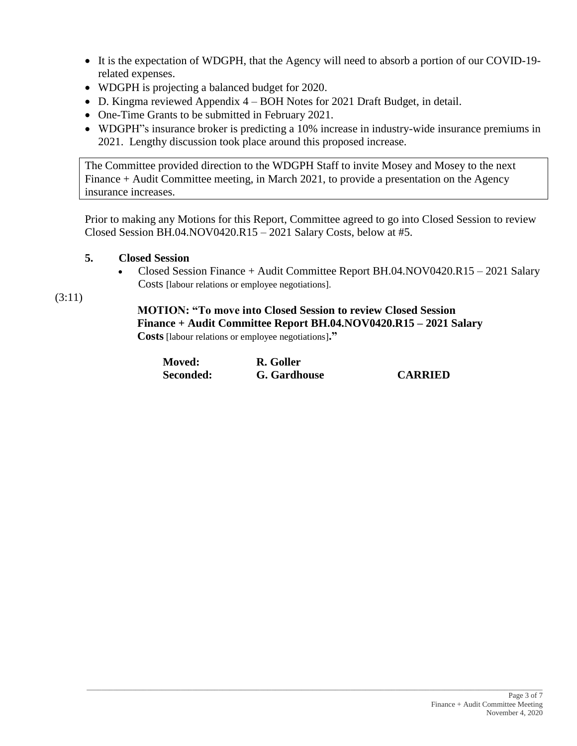- It is the expectation of WDGPH, that the Agency will need to absorb a portion of our COVID-19-related expenses.
- WDGPH is projecting a balanced budget for 2020.
- D. Kingma reviewed Appendix 4 – BOH Notes for 2021 Draft Budget, in detail.
- One-Time Grants to be submitted in February 2021.
- WDGPH"s insurance broker is predicting a 10% increase in industry-wide insurance premiums in 2021. Lengthy discussion took place around this proposed increase.

The Committee provided direction to the WDGPH Staff to invite Mosey and Mosey to the next Finance + Audit Committee meeting, in March 2021, to provide a presentation on the Agency insurance increases.

Prior to making any Motions for this Report, Committee agreed to go into Closed Session to review Closed Session BH.04.NOV0420.R15 – 2021 Salary Costs, below at #5.

**5. Closed Session**

- Closed Session Finance + Audit Committee Report BH.04.NOV0420.R15 – 2021 Salary Costs [labour relations or employee negotiations].

(3:11)

**MOTION: "To move into Closed Session to review Closed Session Finance + Audit Committee Report BH.04.NOV0420.R15 – 2021 Salary Costs** [labour relations or employee negotiations]**."**

**Moved:** **R. Goller**
**Seconded:** **G. Gardhouse** **CARRIED**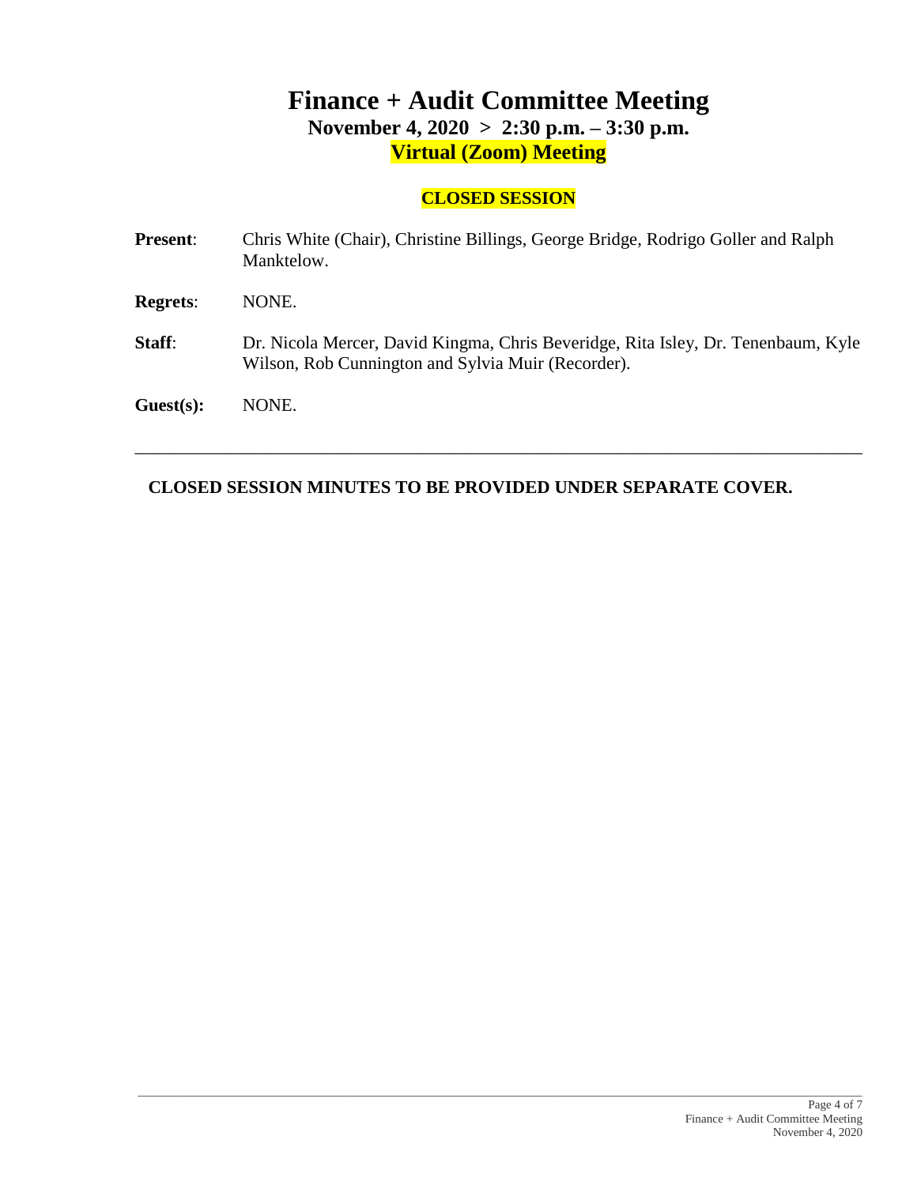# Finance + Audit Committee Meeting

**November 4, 2020 > 2:30 p.m. – 3:30 p.m.**

**Virtual (Zoom) Meeting**

## CLOSED SESSION

**Present**: Chris White (Chair), Christine Billings, George Bridge, Rodrigo Goller and Ralph Manktelow.

**Regrets**: NONE.

**Staff**: Dr. Nicola Mercer, David Kingma, Chris Beveridge, Rita Isley, Dr. Tenenbaum, Kyle Wilson, Rob Cunnington and Sylvia Muir (Recorder).

**Guest(s):** NONE.

---

**CLOSED SESSION MINUTES TO BE PROVIDED UNDER SEPARATE COVER.**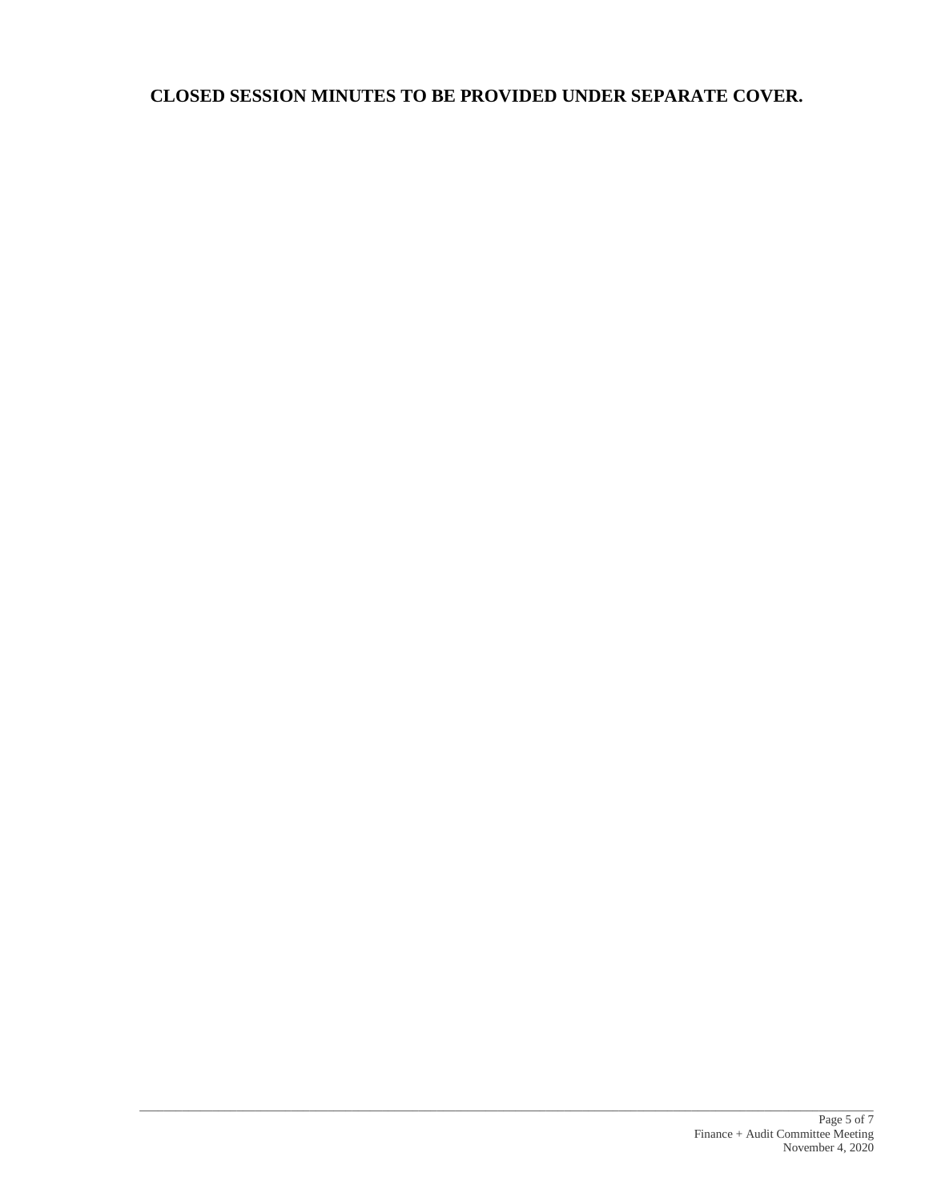**CLOSED SESSION MINUTES TO BE PROVIDED UNDER SEPARATE COVER.**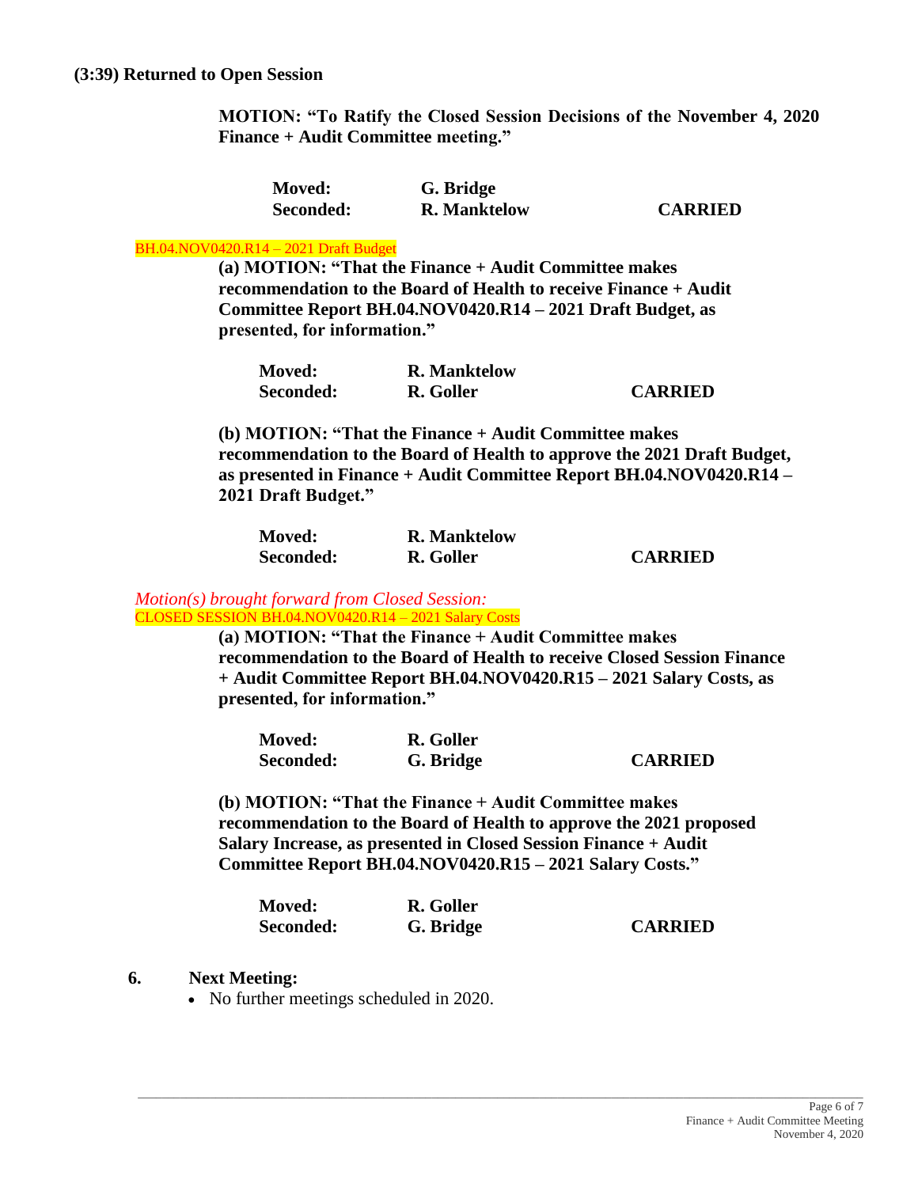**(3:39) Returned to Open Session**

**MOTION: "To Ratify the Closed Session Decisions of the November 4, 2020 Finance + Audit Committee meeting."**

| | | |
|---|---|---|
| **Moved:** | **G. Bridge** | |
| **Seconded:** | **R. Manktelow** | **CARRIED** |

BH.04.NOV0420.R14 – 2021 Draft Budget

**(a) MOTION: "That the Finance + Audit Committee makes recommendation to the Board of Health to receive Finance + Audit Committee Report BH.04.NOV0420.R14 – 2021 Draft Budget, as presented, for information."**

| | | |
|---|---|---|
| **Moved:** | **R. Manktelow** | |
| **Seconded:** | **R. Goller** | **CARRIED** |

**(b) MOTION: "That the Finance + Audit Committee makes recommendation to the Board of Health to approve the 2021 Draft Budget, as presented in Finance + Audit Committee Report BH.04.NOV0420.R14 – 2021 Draft Budget."**

| | | |
|---|---|---|
| **Moved:** | **R. Manktelow** | |
| **Seconded:** | **R. Goller** | **CARRIED** |

*Motion(s) brought forward from Closed Session:*

CLOSED SESSION BH.04.NOV0420.R14 – 2021 Salary Costs

**(a) MOTION: "That the Finance + Audit Committee makes recommendation to the Board of Health to receive Closed Session Finance + Audit Committee Report BH.04.NOV0420.R15 – 2021 Salary Costs, as presented, for information."**

| | | |
|---|---|---|
| **Moved:** | **R. Goller** | |
| **Seconded:** | **G. Bridge** | **CARRIED** |

**(b) MOTION: "That the Finance + Audit Committee makes recommendation to the Board of Health to approve the 2021 proposed Salary Increase, as presented in Closed Session Finance + Audit Committee Report BH.04.NOV0420.R15 – 2021 Salary Costs."**

| | | |
|---|---|---|
| **Moved:** | **R. Goller** | |
| **Seconded:** | **G. Bridge** | **CARRIED** |

**6. Next Meeting:**

- No further meetings scheduled in 2020.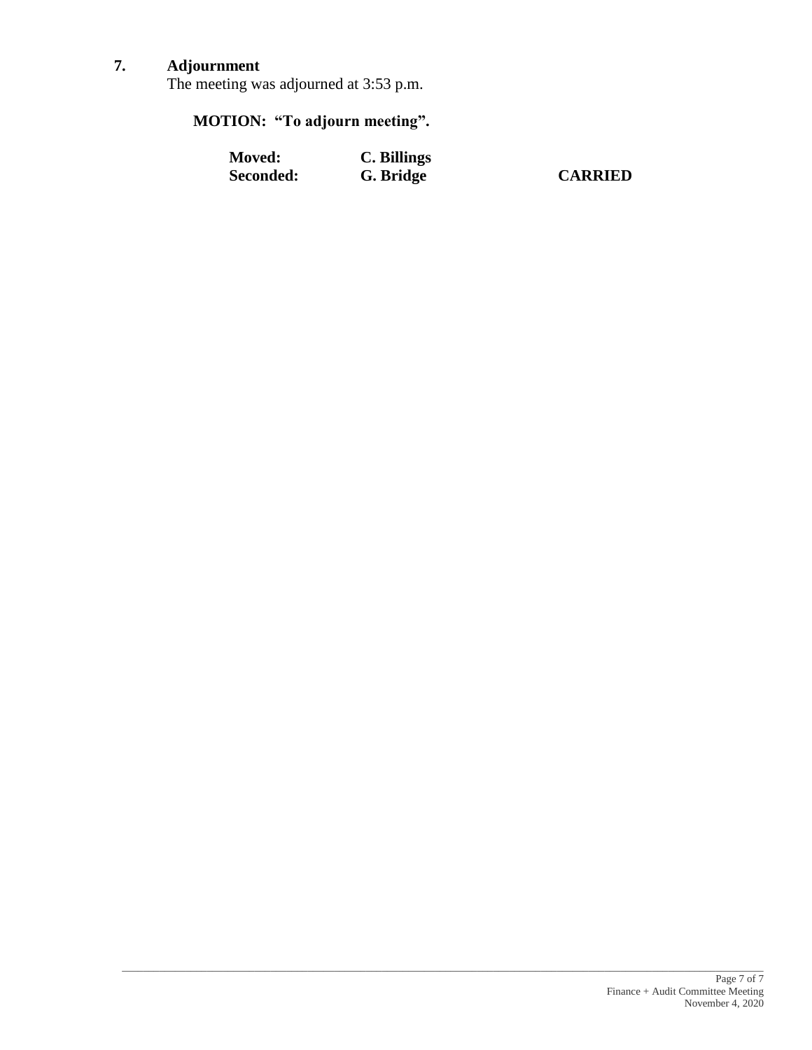## 7. Adjournment

The meeting was adjourned at 3:53 p.m.

**MOTION: "To adjourn meeting".**

**Moved:** **C. Billings**
**Seconded:** **G. Bridge** **CARRIED**